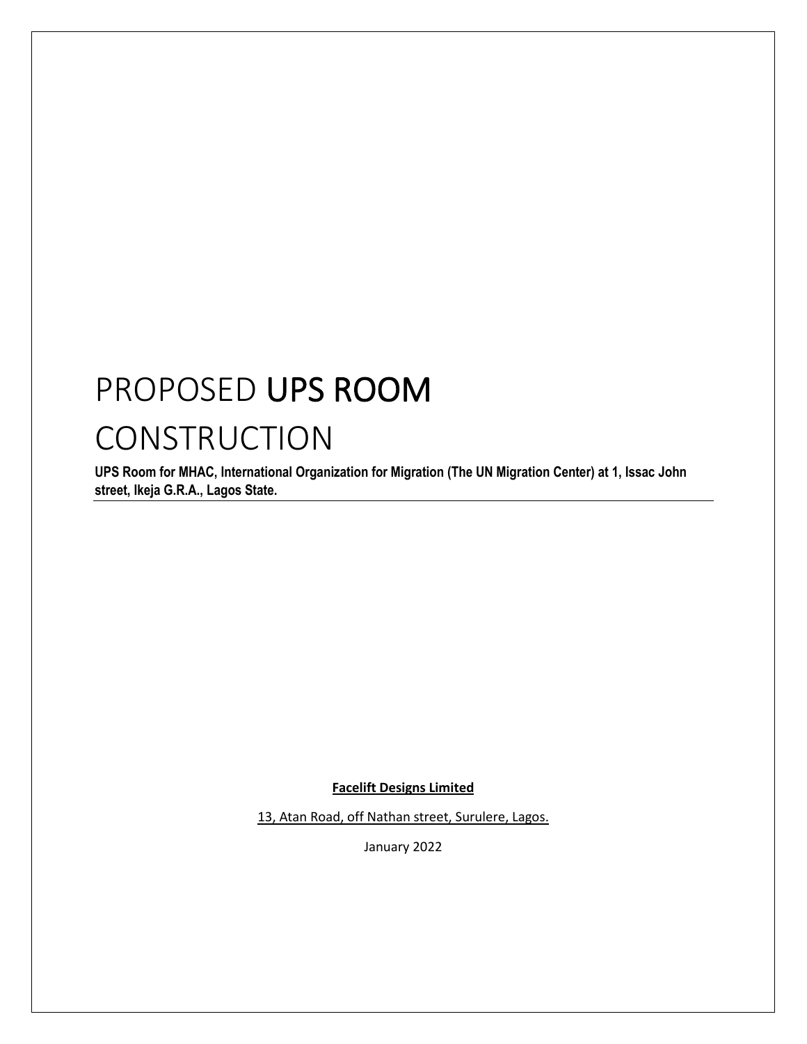# PROPOSED UPS ROOM CONSTRUCTION

**UPS Room for MHAC, International Organization for Migration (The UN Migration Center) at 1, Issac John street, Ikeja G.R.A., Lagos State.**

**Facelift Designs Limited**

13, Atan Road, off Nathan street, Surulere, Lagos.

January 2022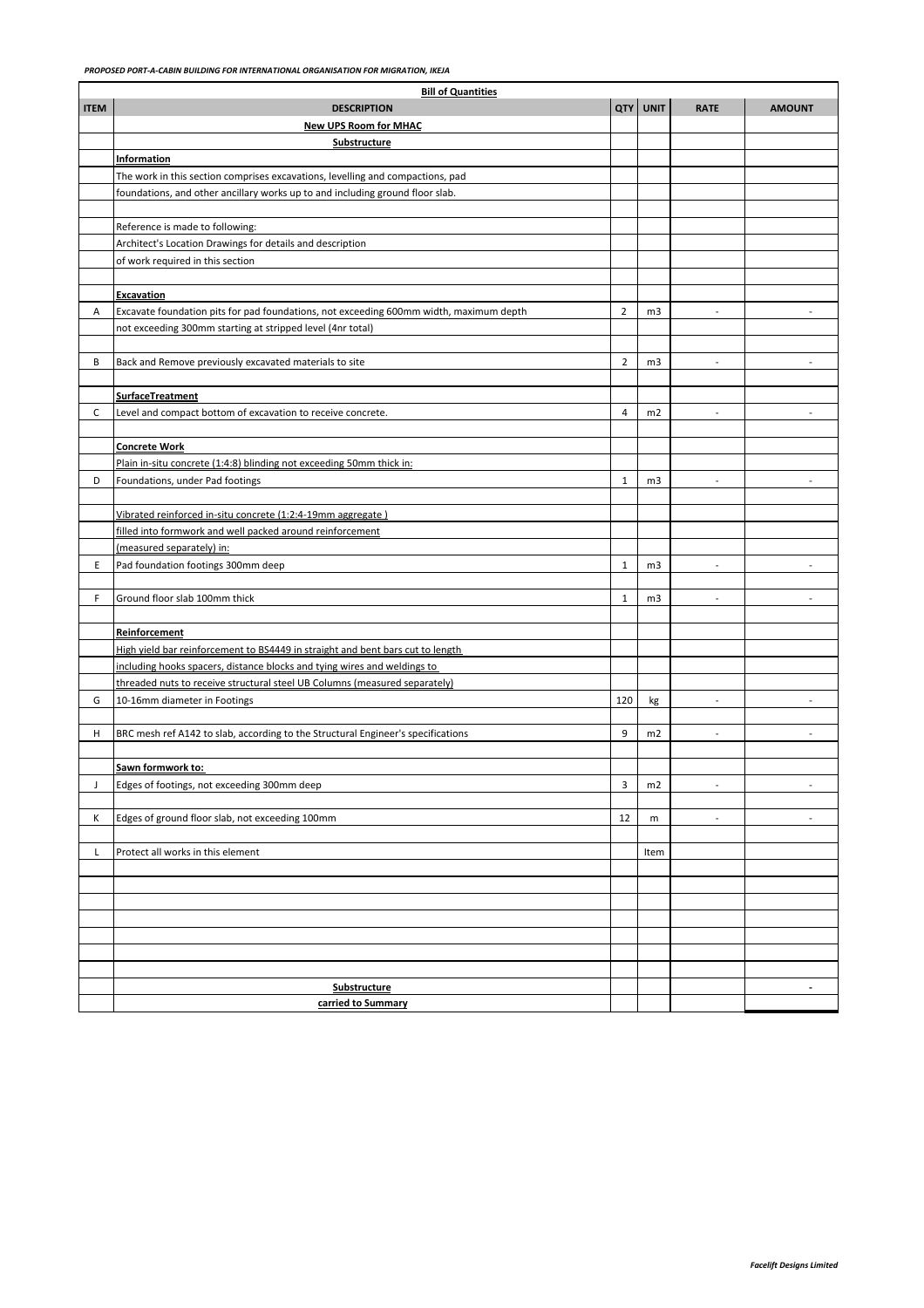*PROPOSED PORT-A-CABIN BUILDING FOR INTERNATIONAL ORGANISATION FOR MIGRATION, IKEJA*

| Bill of Quantities | | | | | |
|---|---|---|---|---|---|
| **ITEM** | **DESCRIPTION** | **QTY** | **UNIT** | **RATE** | **AMOUNT** |
| | **New UPS Room for MHAC** | | | | |
| | **Substructure** | | | | |
| | **Information** | | | | |
| | The work in this section comprises excavations, levelling and compactions, pad | | | | |
| | foundations, and other ancillary works up to and including ground floor slab. | | | | |
| | | | | | |
| | Reference is made to following: | | | | |
| | Architect's Location Drawings for details and description | | | | |
| | of work required in this section | | | | |
| | | | | | |
| | **Excavation** | | | | |
| A | Excavate foundation pits for pad foundations, not exceeding 600mm width, maximum depth | 2 | m3 | - | - |
| | not exceeding 300mm starting at stripped level (4nr total) | | | | |
| | | | | | |
| B | Back and Remove previously excavated materials to site | 2 | m3 | - | - |
| | | | | | |
| | **SurfaceTreatment** | | | | |
| C | Level and compact bottom of excavation to receive concrete. | 4 | m2 | - | - |
| | | | | | |
| | **Concrete Work** | | | | |
| | Plain in-situ concrete (1:4:8) blinding not exceeding 50mm thick in: | | | | |
| D | Foundations, under Pad footings | 1 | m3 | - | - |
| | | | | | |
| | Vibrated reinforced in-situ concrete (1:2:4-19mm aggregate ) | | | | |
| | filled into formwork and well packed around reinforcement | | | | |
| | (measured separately) in: | | | | |
| E | Pad foundation footings 300mm deep | 1 | m3 | - | - |
| | | | | | |
| F | Ground floor slab 100mm thick | 1 | m3 | - | - |
| | | | | | |
| | **Reinforcement** | | | | |
| | High yield bar reinforcement to BS4449 in straight and bent bars cut to length | | | | |
| | including hooks spacers, distance blocks and tying wires and weldings to | | | | |
| | threaded nuts to receive structural steel UB Columns (measured separately) | | | | |
| G | 10-16mm diameter in Footings | 120 | kg | - | - |
| | | | | | |
| H | BRC mesh ref A142 to slab, according to the Structural Engineer's specifications | 9 | m2 | - | - |
| | | | | | |
| | **Sawn formwork to:** | | | | |
| J | Edges of footings, not exceeding 300mm deep | 3 | m2 | - | - |
| | | | | | |
| K | Edges of ground floor slab, not exceeding 100mm | 12 | m | - | - |
| | | | | | |
| L | Protect all works in this element | | Item | | |
| | | | | | |
| | **Substructure** | | | | - |
| | **carried to Summary** | | | | |

*Facelift Designs Limited*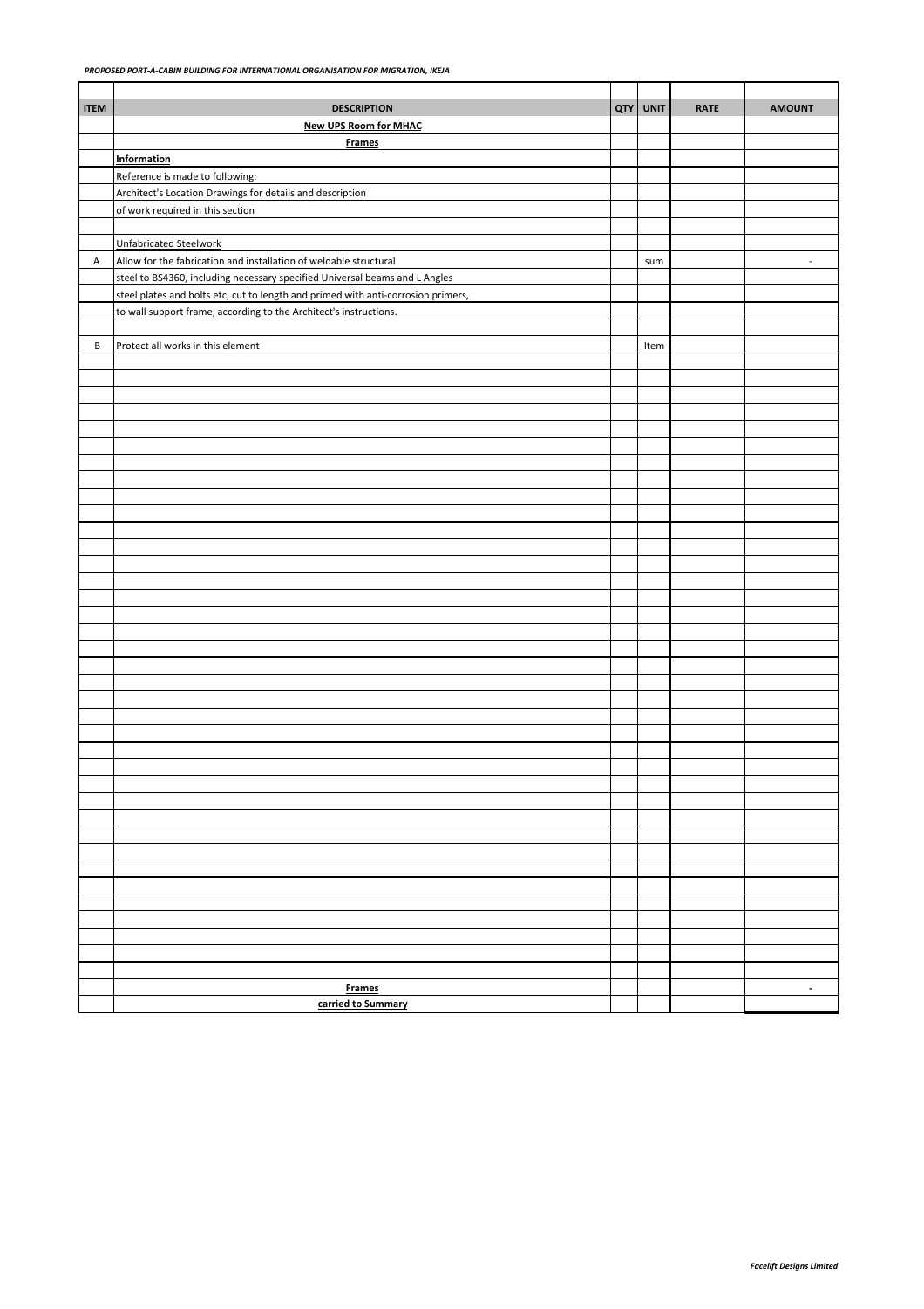*PROPOSED PORT-A-CABIN BUILDING FOR INTERNATIONAL ORGANISATION FOR MIGRATION, IKEJA*

| ITEM | DESCRIPTION | QTY | UNIT | RATE | AMOUNT |
|---|---|---|---|---|---|
| | **New UPS Room for MHAC** | | | | |
| | **Frames** | | | | |
| | **Information** | | | | |
| | Reference is made to following: | | | | |
| | Architect's Location Drawings for details and description | | | | |
| | of work required in this section | | | | |
| | | | | | |
| | Unfabricated Steelwork | | | | |
| A | Allow for the fabrication and installation of weldable structural | | sum | | - |
| | steel to BS4360, including necessary specified Universal beams and L Angles | | | | |
| | steel plates and bolts etc, cut to length and primed with anti-corrosion primers, | | | | |
| | to wall support frame, according to the Architect's instructions. | | | | |
| | | | | | |
| B | Protect all works in this element | | Item | | |
| | **Frames** | | | | - |
| | **carried to Summary** | | | | |

***Facelift Designs Limited***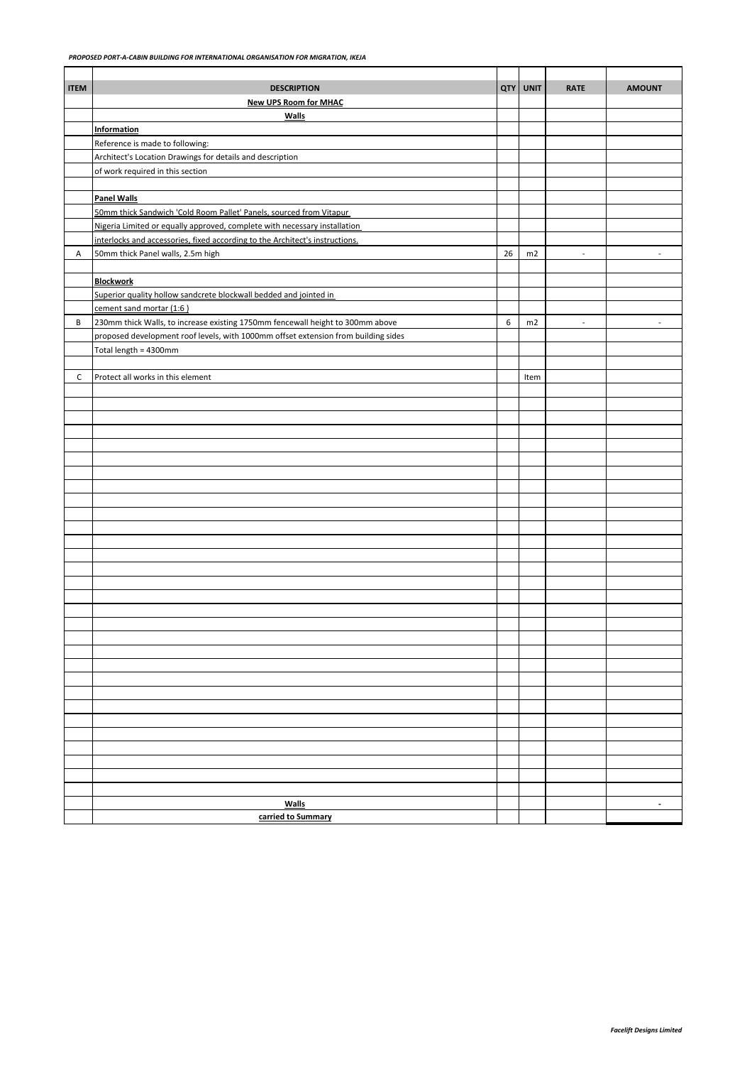*PROPOSED PORT-A-CABIN BUILDING FOR INTERNATIONAL ORGANISATION FOR MIGRATION, IKEJA*

| ITEM | DESCRIPTION | QTY | UNIT | RATE | AMOUNT |
|---|---|---|---|---|---|
| | **New UPS Room for MHAC** | | | | |
| | **Walls** | | | | |
| | **Information** | | | | |
| | Reference is made to following: | | | | |
| | Architect's Location Drawings for details and description | | | | |
| | of work required in this section | | | | |
| | | | | | |
| | **Panel Walls** | | | | |
| | 50mm thick Sandwich 'Cold Room Pallet' Panels, sourced from Vitapur | | | | |
| | Nigeria Limited or equally approved, complete with necessary installation | | | | |
| | interlocks and accessories, fixed according to the Architect's instructions. | | | | |
| A | 50mm thick Panel walls, 2.5m high | 26 | m2 | - | - |
| | | | | | |
| | **Blockwork** | | | | |
| | Superior quality hollow sandcrete blockwall bedded and jointed in | | | | |
| | cement sand mortar (1:6 ) | | | | |
| B | 230mm thick Walls, to increase existing 1750mm fencewall height to 300mm above | 6 | m2 | - | - |
| | proposed development roof levels, with 1000mm offset extension from building sides | | | | |
| | Total length = 4300mm | | | | |
| | | | | | |
| C | Protect all works in this element | | Item | | |
| | **Walls** | | | | - |
| | **carried to Summary** | | | | |

***Facelift Designs Limited***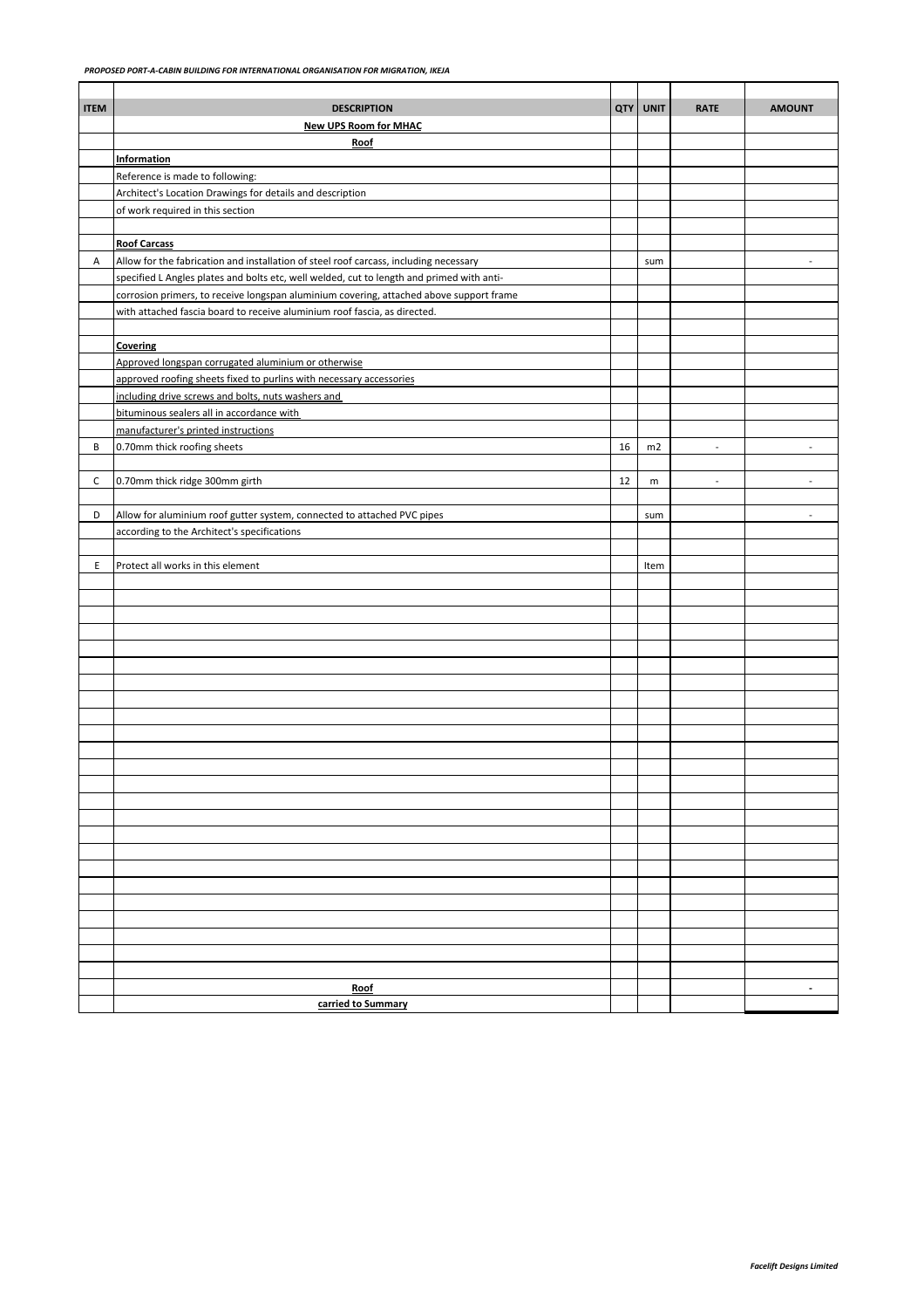*PROPOSED PORT-A-CABIN BUILDING FOR INTERNATIONAL ORGANISATION FOR MIGRATION, IKEJA*

| ITEM | DESCRIPTION | QTY | UNIT | RATE | AMOUNT |
|---|---|---|---|---|---|
| | **New UPS Room for MHAC** | | | | |
| | **Roof** | | | | |
| | **Information** | | | | |
| | Reference is made to following: | | | | |
| | Architect's Location Drawings for details and description | | | | |
| | of work required in this section | | | | |
| | | | | | |
| | **Roof Carcass** | | | | |
| A | Allow for the fabrication and installation of steel roof carcass, including necessary | | sum | | - |
| | specified L Angles plates and bolts etc, well welded, cut to length and primed with anti- | | | | |
| | corrosion primers, to receive longspan aluminium covering, attached above support frame | | | | |
| | with attached fascia board to receive aluminium roof fascia, as directed. | | | | |
| | | | | | |
| | **Covering** | | | | |
| | Approved longspan corrugated aluminium or otherwise | | | | |
| | approved roofing sheets fixed to purlins with necessary accessories | | | | |
| | including drive screws and bolts, nuts washers and | | | | |
| | bituminous sealers all in accordance with | | | | |
| | manufacturer's printed instructions | | | | |
| B | 0.70mm thick roofing sheets | 16 | m2 | - | - |
| | | | | | |
| C | 0.70mm thick ridge 300mm girth | 12 | m | - | - |
| | | | | | |
| D | Allow for aluminium roof gutter system, connected to attached PVC pipes | | sum | | - |
| | according to the Architect's specifications | | | | |
| | | | | | |
| E | Protect all works in this element | | Item | | |
| | **Roof** | | | | - |
| | **carried to Summary** | | | | |

*Facelift Designs Limited*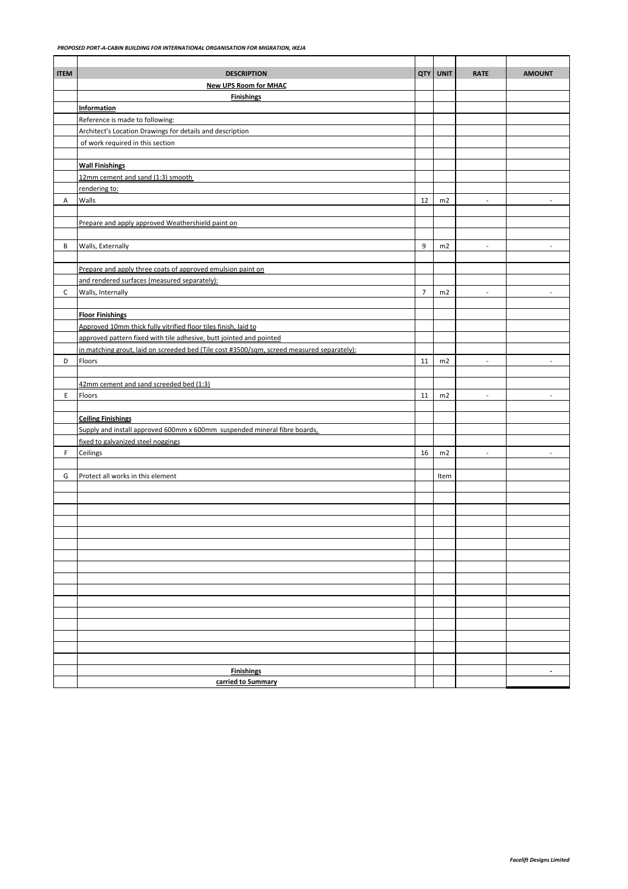*PROPOSED PORT-A-CABIN BUILDING FOR INTERNATIONAL ORGANISATION FOR MIGRATION, IKEJA*

| ITEM | DESCRIPTION | QTY | UNIT | RATE | AMOUNT |
|---|---|---|---|---|---|
| | **New UPS Room for MHAC** | | | | |
| | **Finishings** | | | | |
| | **Information** | | | | |
| | Reference is made to following: | | | | |
| | Architect's Location Drawings for details and description | | | | |
| | of work required in this section | | | | |
| | | | | | |
| | **Wall Finishings** | | | | |
| | 12mm cement and sand (1:3) smooth | | | | |
| | rendering to: | | | | |
| A | Walls | 12 | m2 | - | - |
| | | | | | |
| | Prepare and apply approved Weathershield paint on | | | | |
| | | | | | |
| B | Walls, Externally | 9 | m2 | - | - |
| | | | | | |
| | Prepare and apply three coats of approved emulsion paint on | | | | |
| | and rendered surfaces (measured separately): | | | | |
| C | Walls, Internally | 7 | m2 | - | - |
| | | | | | |
| | **Floor Finishings** | | | | |
| | Approved 10mm thick fully vitrified floor tiles finish, laid to | | | | |
| | approved pattern fixed with tile adhesive, butt jointed and pointed | | | | |
| | in matching grout, laid on screeded bed (Tile cost #3500/sqm, screed measured separately): | | | | |
| D | Floors | 11 | m2 | - | - |
| | | | | | |
| | 42mm cement and sand screeded bed (1:3) | | | | |
| E | Floors | 11 | m2 | - | - |
| | | | | | |
| | **Ceiling Finishings** | | | | |
| | Supply and install approved 600mm x 600mm suspended mineral fibre boards, | | | | |
| | fixed to galvanized steel noggings | | | | |
| F | Ceilings | 16 | m2 | - | - |
| | | | | | |
| G | Protect all works in this element | | Item | | |
| | **Finishings** | | | | - |
| | **carried to Summary** | | | | |

*Facelift Designs Limited*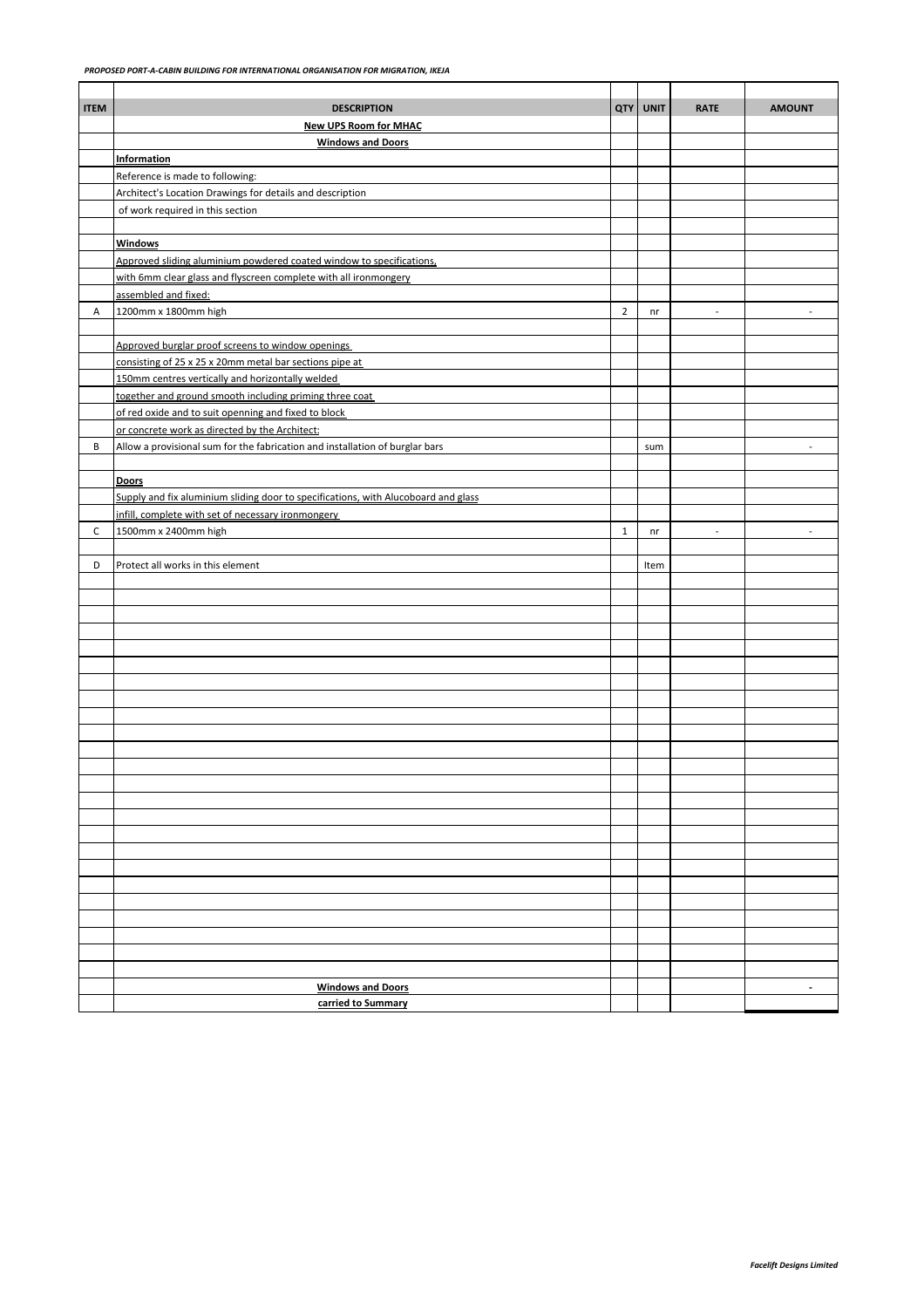*PROPOSED PORT-A-CABIN BUILDING FOR INTERNATIONAL ORGANISATION FOR MIGRATION, IKEJA*

| ITEM | DESCRIPTION | QTY | UNIT | RATE | AMOUNT |
|---|---|---|---|---|---|
| | **New UPS Room for MHAC** | | | | |
| | **Windows and Doors** | | | | |
| | **Information** | | | | |
| | Reference is made to following: | | | | |
| | Architect's Location Drawings for details and description | | | | |
| | of work required in this section | | | | |
| | | | | | |
| | **Windows** | | | | |
| | Approved sliding aluminium powdered coated window to specifications, | | | | |
| | with 6mm clear glass and flyscreen complete with all ironmongery | | | | |
| | assembled and fixed: | | | | |
| A | 1200mm x 1800mm high | 2 | nr | - | - |
| | | | | | |
| | Approved burglar proof screens to window openings | | | | |
| | consisting of 25 x 25 x 20mm metal bar sections pipe at | | | | |
| | 150mm centres vertically and horizontally welded | | | | |
| | together and ground smooth including priming three coat | | | | |
| | of red oxide and to suit openning and fixed to block | | | | |
| | or concrete work as directed by the Architect: | | | | |
| B | Allow a provisional sum for the fabrication and installation of burglar bars | | sum | | - |
| | | | | | |
| | **Doors** | | | | |
| | Supply and fix aluminium sliding door to specifications, with Alucoboard and glass | | | | |
| | infill, complete with set of necessary ironmongery | | | | |
| C | 1500mm x 2400mm high | 1 | nr | - | - |
| | | | | | |
| D | Protect all works in this element | | Item | | |
| | **Windows and Doors** | | | | - |
| | **carried to Summary** | | | | |

***Facelift Designs Limited***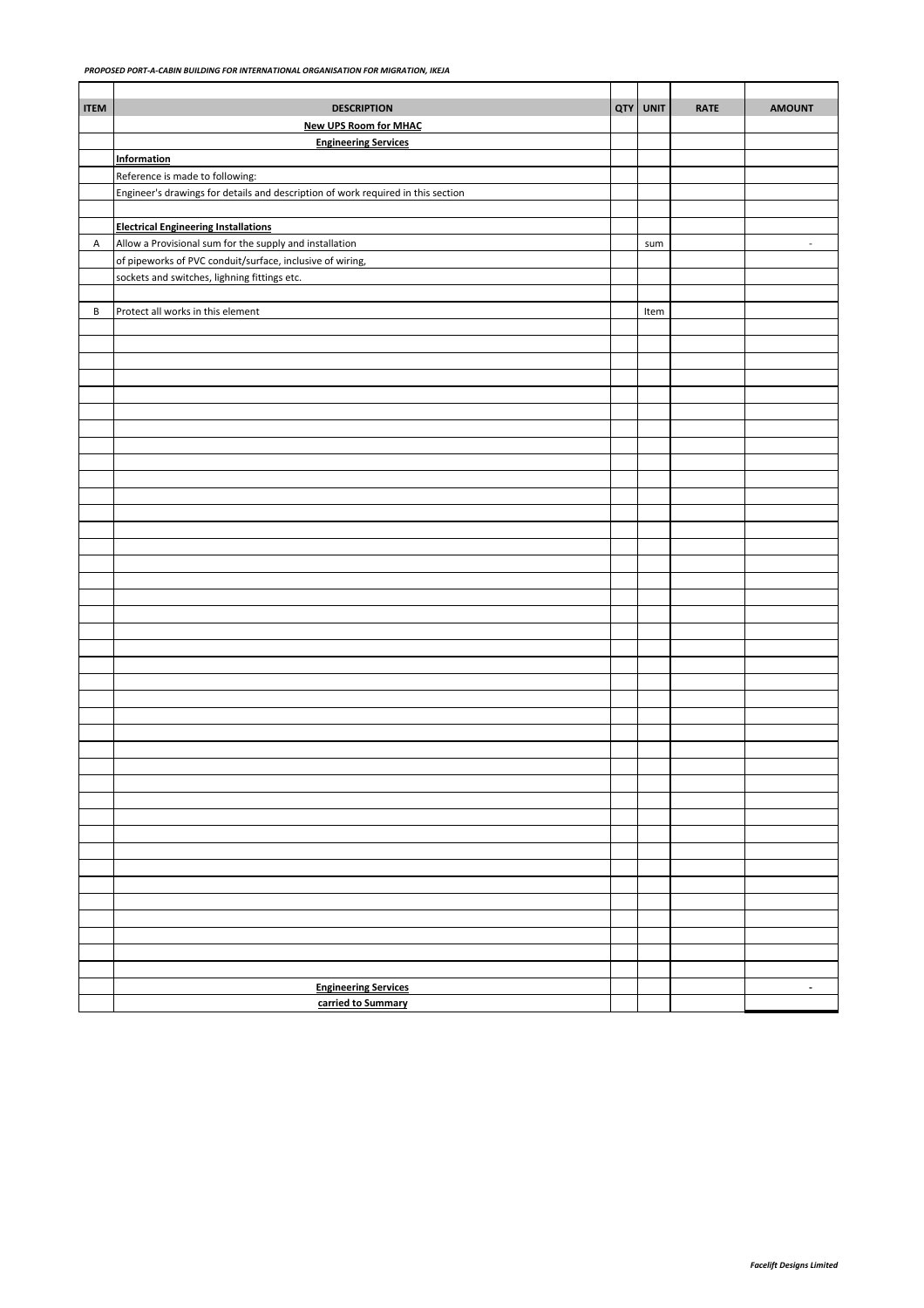*PROPOSED PORT-A-CABIN BUILDING FOR INTERNATIONAL ORGANISATION FOR MIGRATION, IKEJA*

| ITEM | DESCRIPTION | QTY | UNIT | RATE | AMOUNT |
|---|---|---|---|---|---|
| | **New UPS Room for MHAC** | | | | |
| | **Engineering Services** | | | | |
| | **Information** | | | | |
| | Reference is made to following: | | | | |
| | Engineer's drawings for details and description of work required in this section | | | | |
| | | | | | |
| | **Electrical Engineering Installations** | | | | |
| A | Allow a Provisional sum for the supply and installation | | sum | | - |
| | of pipeworks of PVC conduit/surface, inclusive of wiring, | | | | |
| | sockets and switches, lighning fittings etc. | | | | |
| | | | | | |
| B | Protect all works in this element | | Item | | |
| | | | | | |
| | **Engineering Services** | | | | - |
| | **carried to Summary** | | | | |

*Facelift Designs Limited*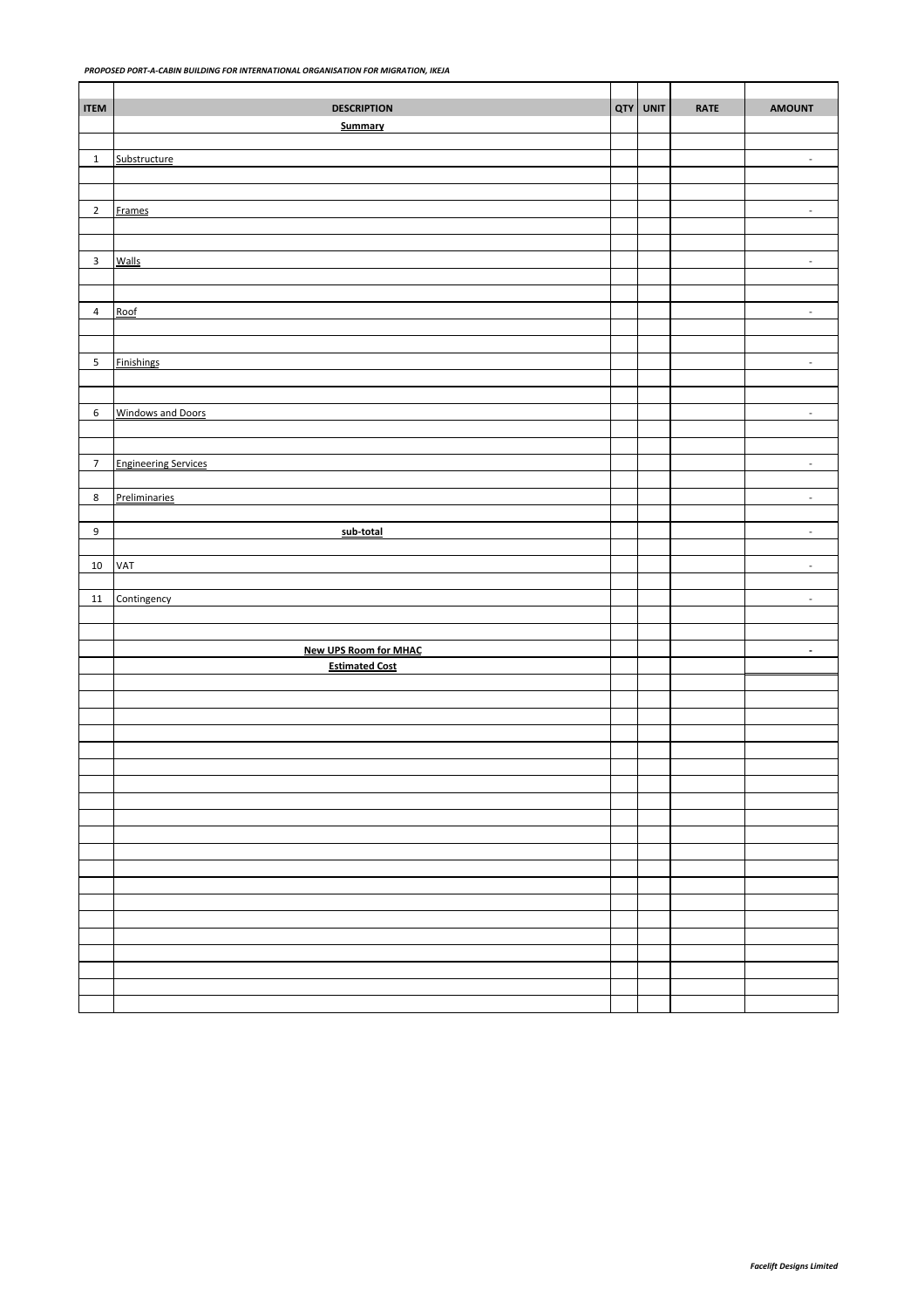*PROPOSED PORT-A-CABIN BUILDING FOR INTERNATIONAL ORGANISATION FOR MIGRATION, IKEJA*

| ITEM | DESCRIPTION | QTY | UNIT | RATE | AMOUNT |
|---|---|---|---|---|---|
| | **Summary** | | | | |
| 1 | Substructure | | | | - |
| 2 | Frames | | | | - |
| 3 | Walls | | | | - |
| 4 | Roof | | | | - |
| 5 | Finishings | | | | - |
| 6 | Windows and Doors | | | | - |
| 7 | Engineering Services | | | | - |
| 8 | Preliminaries | | | | - |
| 9 | **sub-total** | | | | - |
| 10 | VAT | | | | - |
| 11 | Contingency | | | | - |
| | **New UPS Room for MHAC** | | | | **-** |
| | **Estimated Cost** | | | | |

*Facelift Designs Limited*